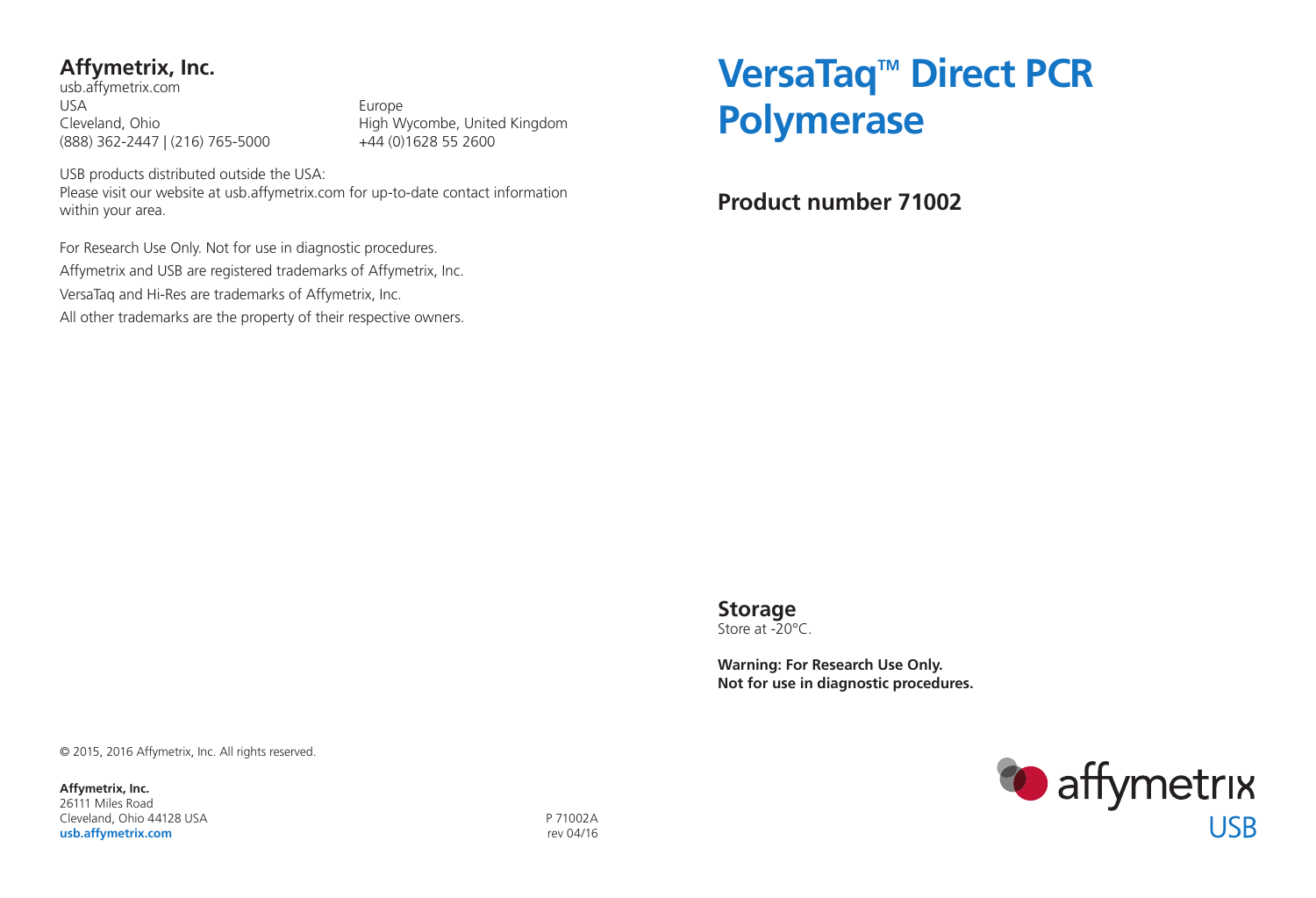# VersaTaq™ Direct PCR Polymerase

## Product number 71002

### Storage

Store at -20°C.

**Warning: For Research Use Only.**
**Not for use in diagnostic procedures.**

affymetrix USB

## Affymetrix, Inc.

usb.affymetrix.com

USA
Cleveland, Ohio
(888) 362-2447 | (216) 765-5000

Europe
High Wycombe, United Kingdom
+44 (0)1628 55 2600

USB products distributed outside the USA:
Please visit our website at usb.affymetrix.com for up-to-date contact information within your area.

For Research Use Only. Not for use in diagnostic procedures.

Affymetrix and USB are registered trademarks of Affymetrix, Inc.

VersaTaq and Hi-Res are trademarks of Affymetrix, Inc.

All other trademarks are the property of their respective owners.

© 2015, 2016 Affymetrix, Inc. All rights reserved.

**Affymetrix, Inc.**
26111 Miles Road
Cleveland, Ohio 44128 USA
**usb.affymetrix.com**

P 71002A
rev 04/16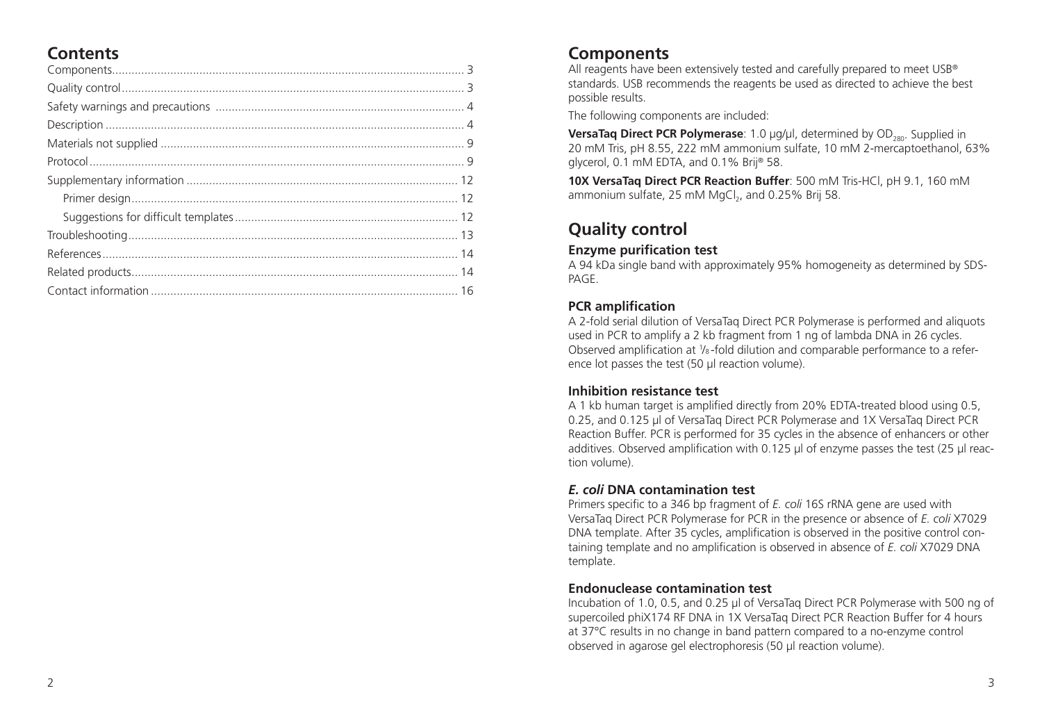## Contents

| | |
|---|---|
| Components | 3 |
| Quality control | 3 |
| Safety warnings and precautions | 4 |
| Description | 4 |
| Materials not supplied | 9 |
| Protocol | 9 |
| Supplementary information | 12 |
| Primer design | 12 |
| Suggestions for difficult templates | 12 |
| Troubleshooting | 13 |
| References | 14 |
| Related products | 14 |
| Contact information | 16 |

## Components

All reagents have been extensively tested and carefully prepared to meet USB® standards. USB recommends the reagents be used as directed to achieve the best possible results.

The following components are included:

**VersaTaq Direct PCR Polymerase**: 1.0 µg/µl, determined by $OD_{280}$. Supplied in 20 mM Tris, pH 8.55, 222 mM ammonium sulfate, 10 mM 2-mercaptoethanol, 63% glycerol, 0.1 mM EDTA, and 0.1% Brij® 58.

**10X VersaTaq Direct PCR Reaction Buffer**: 500 mM Tris-HCl, pH 9.1, 160 mM ammonium sulfate, 25 mM $MgCl_2$, and 0.25% Brij 58.

## Quality control

### Enzyme purification test

A 94 kDa single band with approximately 95% homogeneity as determined by SDS-PAGE.

### PCR amplification

A 2-fold serial dilution of VersaTaq Direct PCR Polymerase is performed and aliquots used in PCR to amplify a 2 kb fragment from 1 ng of lambda DNA in 26 cycles. Observed amplification at 1/8-fold dilution and comparable performance to a reference lot passes the test (50 µl reaction volume).

### Inhibition resistance test

A 1 kb human target is amplified directly from 20% EDTA-treated blood using 0.5, 0.25, and 0.125 µl of VersaTaq Direct PCR Polymerase and 1X VersaTaq Direct PCR Reaction Buffer. PCR is performed for 35 cycles in the absence of enhancers or other additives. Observed amplification with 0.125 µl of enzyme passes the test (25 µl reaction volume).

### *E. coli* DNA contamination test

Primers specific to a 346 bp fragment of *E. coli* 16S rRNA gene are used with VersaTaq Direct PCR Polymerase for PCR in the presence or absence of *E. coli* X7029 DNA template. After 35 cycles, amplification is observed in the positive control containing template and no amplification is observed in absence of *E. coli* X7029 DNA template.

### Endonuclease contamination test

Incubation of 1.0, 0.5, and 0.25 µl of VersaTaq Direct PCR Polymerase with 500 ng of supercoiled phiX174 RF DNA in 1X VersaTaq Direct PCR Reaction Buffer for 4 hours at 37°C results in no change in band pattern compared to a no-enzyme control observed in agarose gel electrophoresis (50 µl reaction volume).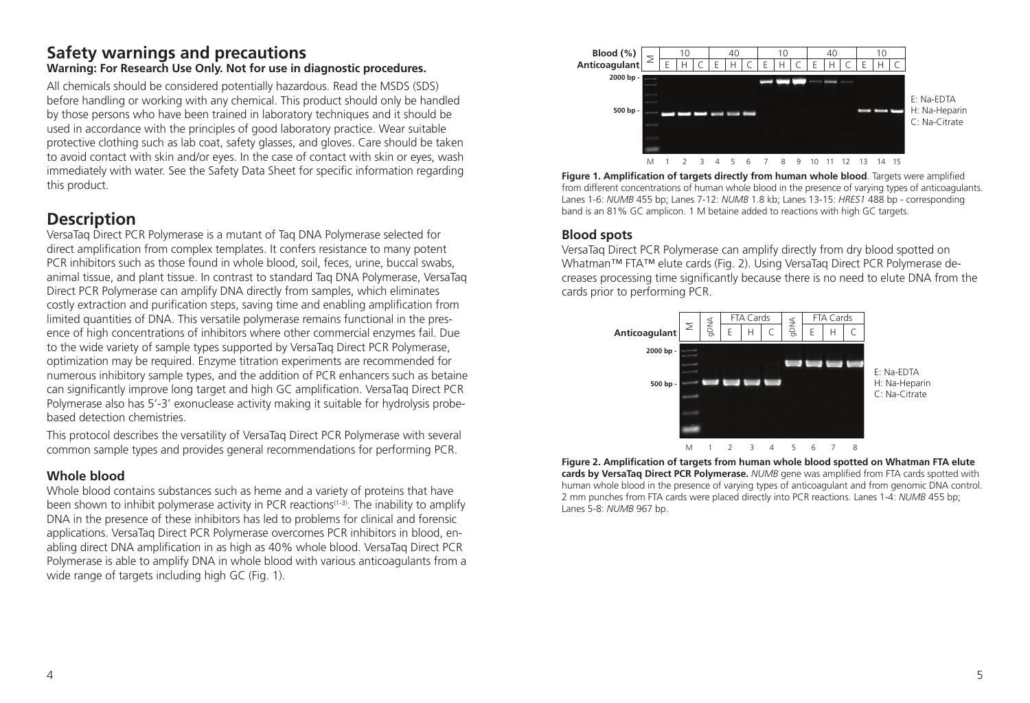## Safety warnings and precautions

**Warning: For Research Use Only. Not for use in diagnostic procedures.**

All chemicals should be considered potentially hazardous. Read the MSDS (SDS) before handling or working with any chemical. This product should only be handled by those persons who have been trained in laboratory techniques and it should be used in accordance with the principles of good laboratory practice. Wear suitable protective clothing such as lab coat, safety glasses, and gloves. Care should be taken to avoid contact with skin and/or eyes. In the case of contact with skin or eyes, wash immediately with water. See the Safety Data Sheet for specific information regarding this product.

## Description

VersaTaq Direct PCR Polymerase is a mutant of Taq DNA Polymerase selected for direct amplification from complex templates. It confers resistance to many potent PCR inhibitors such as those found in whole blood, soil, feces, urine, buccal swabs, animal tissue, and plant tissue. In contrast to standard Taq DNA Polymerase, VersaTaq Direct PCR Polymerase can amplify DNA directly from samples, which eliminates costly extraction and purification steps, saving time and enabling amplification from limited quantities of DNA. This versatile polymerase remains functional in the presence of high concentrations of inhibitors where other commercial enzymes fail. Due to the wide variety of sample types supported by VersaTaq Direct PCR Polymerase, optimization may be required. Enzyme titration experiments are recommended for numerous inhibitory sample types, and the addition of PCR enhancers such as betaine can significantly improve long target and high GC amplification. VersaTaq Direct PCR Polymerase also has 5′-3′ exonuclease activity making it suitable for hydrolysis probe-based detection chemistries.

This protocol describes the versatility of VersaTaq Direct PCR Polymerase with several common sample types and provides general recommendations for performing PCR.

### Whole blood

Whole blood contains substances such as heme and a variety of proteins that have been shown to inhibit polymerase activity in PCR reactions[1-3]. The inability to amplify DNA in the presence of these inhibitors has led to problems for clinical and forensic applications. VersaTaq Direct PCR Polymerase overcomes PCR inhibitors in blood, enabling direct DNA amplification in as high as 40% whole blood. VersaTaq Direct PCR Polymerase is able to amplify DNA in whole blood with various anticoagulants from a wide range of targets including high GC (Fig. 1).

**Figure 1. Amplification of targets directly from human whole blood**. Targets were amplified from different concentrations of human whole blood in the presence of varying types of anticoagulants. Lanes 1-6: *NUMB* 455 bp; Lanes 7-12: *NUMB* 1.8 kb; Lanes 13-15: *HRES1* 488 bp - corresponding band is an 81% GC amplicon. 1 M betaine added to reactions with high GC targets.

### Blood spots

VersaTaq Direct PCR Polymerase can amplify directly from dry blood spotted on Whatman™ FTA™ elute cards (Fig. 2). Using VersaTaq Direct PCR Polymerase decreases processing time significantly because there is no need to elute DNA from the cards prior to performing PCR.

**Figure 2. Amplification of targets from human whole blood spotted on Whatman FTA elute cards by VersaTaq Direct PCR Polymerase.** *NUMB* gene was amplified from FTA cards spotted with human whole blood in the presence of varying types of anticoagulant and from genomic DNA control. 2 mm punches from FTA cards were placed directly into PCR reactions. Lanes 1-4: *NUMB* 455 bp; Lanes 5-8: *NUMB* 967 bp.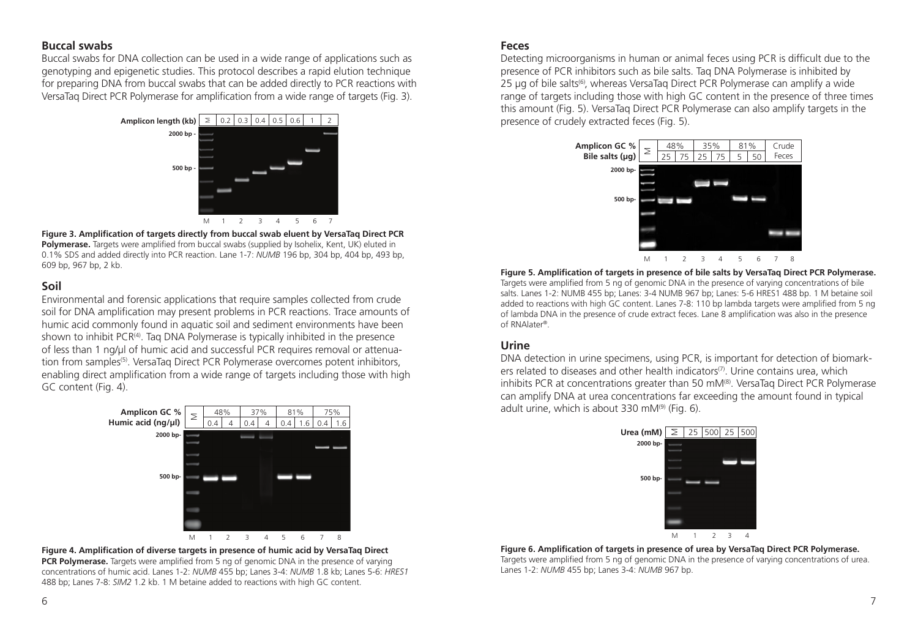## Buccal swabs

Buccal swabs for DNA collection can be used in a wide range of applications such as genotyping and epigenetic studies. This protocol describes a rapid elution technique for preparing DNA from buccal swabs that can be added directly to PCR reactions with VersaTaq Direct PCR Polymerase for amplification from a wide range of targets (Fig. 3).

**Figure 3. Amplification of targets directly from buccal swab eluent by VersaTaq Direct PCR Polymerase.** Targets were amplified from buccal swabs (supplied by Isohelix, Kent, UK) eluted in 0.1% SDS and added directly into PCR reaction. Lane 1-7: *NUMB* 196 bp, 304 bp, 404 bp, 493 bp, 609 bp, 967 bp, 2 kb.

## Soil

Environmental and forensic applications that require samples collected from crude soil for DNA amplification may present problems in PCR reactions. Trace amounts of humic acid commonly found in aquatic soil and sediment environments have been shown to inhibit PCR[4]. Taq DNA Polymerase is typically inhibited in the presence of less than 1 ng/µl of humic acid and successful PCR requires removal or attenuation from samples[5]. VersaTaq Direct PCR Polymerase overcomes potent inhibitors, enabling direct amplification from a wide range of targets including those with high GC content (Fig. 4).

**Figure 4. Amplification of diverse targets in presence of humic acid by VersaTaq Direct PCR Polymerase.** Targets were amplified from 5 ng of genomic DNA in the presence of varying concentrations of humic acid. Lanes 1-2: *NUMB* 455 bp; Lanes 3-4: *NUMB* 1.8 kb; Lanes 5-6: *HRES1* 488 bp; Lanes 7-8: *SIM2* 1.2 kb. 1 M betaine added to reactions with high GC content.

## Feces

Detecting microorganisms in human or animal feces using PCR is difficult due to the presence of PCR inhibitors such as bile salts. Taq DNA Polymerase is inhibited by 25 µg of bile salts[6], whereas VersaTaq Direct PCR Polymerase can amplify a wide range of targets including those with high GC content in the presence of three times this amount (Fig. 5). VersaTaq Direct PCR Polymerase can also amplify targets in the presence of crudely extracted feces (Fig. 5).

**Figure 5. Amplification of targets in presence of bile salts by VersaTaq Direct PCR Polymerase.** Targets were amplified from 5 ng of genomic DNA in the presence of varying concentrations of bile salts. Lanes 1-2: NUMB 455 bp; Lanes: 3-4 NUMB 967 bp; Lanes: 5-6 HRES1 488 bp. 1 M betaine soil added to reactions with high GC content. Lanes 7-8: 110 bp lambda targets were amplified from 5 ng of lambda DNA in the presence of crude extract feces. Lane 8 amplification was also in the presence of RNAlater®.

## Urine

DNA detection in urine specimens, using PCR, is important for detection of biomarkers related to diseases and other health indicators[7]. Urine contains urea, which inhibits PCR at concentrations greater than 50 mM[8]. VersaTaq Direct PCR Polymerase can amplify DNA at urea concentrations far exceeding the amount found in typical adult urine, which is about 330 mM[9] (Fig. 6).

**Figure 6. Amplification of targets in presence of urea by VersaTaq Direct PCR Polymerase.** Targets were amplified from 5 ng of genomic DNA in the presence of varying concentrations of urea. Lanes 1-2: *NUMB* 455 bp; Lanes 3-4: *NUMB* 967 bp.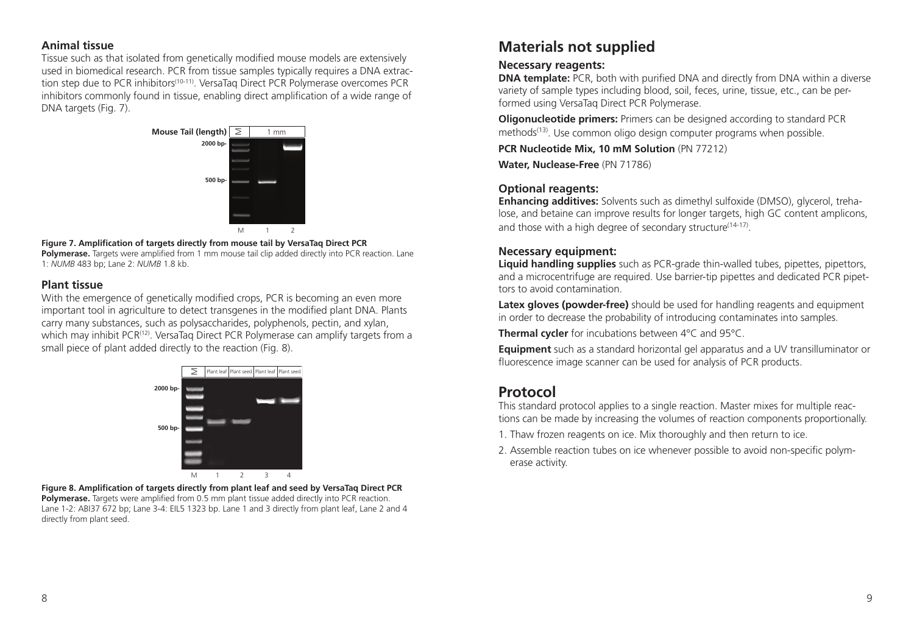### Animal tissue

Tissue such as that isolated from genetically modified mouse models are extensively used in biomedical research. PCR from tissue samples typically requires a DNA extraction step due to PCR inhibitors[10-11]. VersaTaq Direct PCR Polymerase overcomes PCR inhibitors commonly found in tissue, enabling direct amplification of a wide range of DNA targets (Fig. 7).

**Figure 7. Amplification of targets directly from mouse tail by VersaTaq Direct PCR Polymerase.** Targets were amplified from 1 mm mouse tail clip added directly into PCR reaction. Lane 1: *NUMB* 483 bp; Lane 2: *NUMB* 1.8 kb.

### Plant tissue

With the emergence of genetically modified crops, PCR is becoming an even more important tool in agriculture to detect transgenes in the modified plant DNA. Plants carry many substances, such as polysaccharides, polyphenols, pectin, and xylan, which may inhibit PCR[12]. VersaTaq Direct PCR Polymerase can amplify targets from a small piece of plant added directly to the reaction (Fig. 8).

**Figure 8. Amplification of targets directly from plant leaf and seed by VersaTaq Direct PCR Polymerase.** Targets were amplified from 0.5 mm plant tissue added directly into PCR reaction. Lane 1-2: ABI37 672 bp; Lane 3-4: EIL5 1323 bp. Lane 1 and 3 directly from plant leaf, Lane 2 and 4 directly from plant seed.

## Materials not supplied

### Necessary reagents:

**DNA template:** PCR, both with purified DNA and directly from DNA within a diverse variety of sample types including blood, soil, feces, urine, tissue, etc., can be performed using VersaTaq Direct PCR Polymerase.

**Oligonucleotide primers:** Primers can be designed according to standard PCR methods[13]. Use common oligo design computer programs when possible.

**PCR Nucleotide Mix, 10 mM Solution** (PN 77212)

**Water, Nuclease-Free** (PN 71786)

### Optional reagents:

**Enhancing additives:** Solvents such as dimethyl sulfoxide (DMSO), glycerol, trehalose, and betaine can improve results for longer targets, high GC content amplicons, and those with a high degree of secondary structure[14-17].

### Necessary equipment:

**Liquid handling supplies** such as PCR-grade thin-walled tubes, pipettes, pipettors, and a microcentrifuge are required. Use barrier-tip pipettes and dedicated PCR pipettors to avoid contamination.

**Latex gloves (powder-free)** should be used for handling reagents and equipment in order to decrease the probability of introducing contaminates into samples.

**Thermal cycler** for incubations between 4°C and 95°C.

**Equipment** such as a standard horizontal gel apparatus and a UV transilluminator or fluorescence image scanner can be used for analysis of PCR products.

## Protocol

This standard protocol applies to a single reaction. Master mixes for multiple reactions can be made by increasing the volumes of reaction components proportionally.

1. Thaw frozen reagents on ice. Mix thoroughly and then return to ice.
2. Assemble reaction tubes on ice whenever possible to avoid non-specific polymerase activity.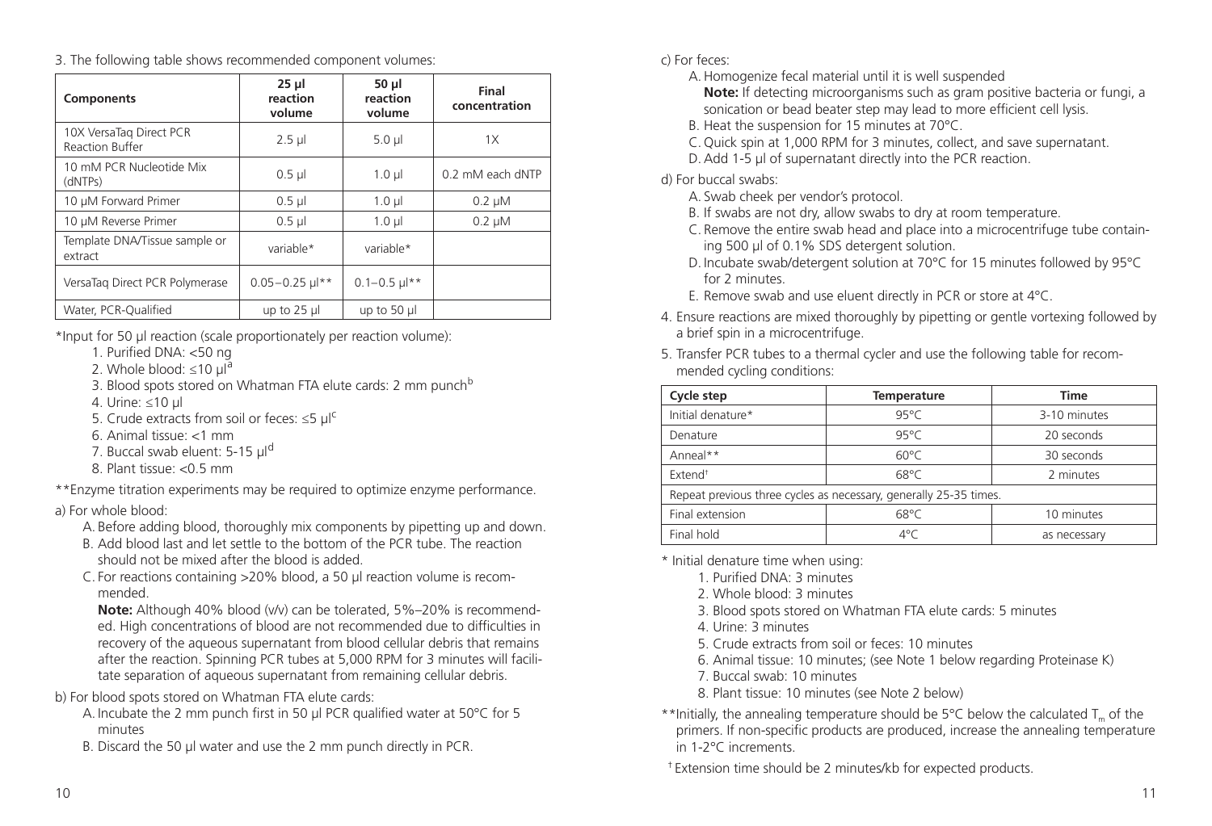3. The following table shows recommended component volumes:

| Components | 25 µl reaction volume | 50 µl reaction volume | Final concentration |
|---|---|---|---|
| 10X VersaTaq Direct PCR Reaction Buffer | 2.5 µl | 5.0 µl | 1X |
| 10 mM PCR Nucleotide Mix (dNTPs) | 0.5 µl | 1.0 µl | 0.2 mM each dNTP |
| 10 µM Forward Primer | 0.5 µl | 1.0 µl | 0.2 µM |
| 10 µM Reverse Primer | 0.5 µl | 1.0 µl | 0.2 µM |
| Template DNA/Tissue sample or extract | variable* | variable* | |
| VersaTaq Direct PCR Polymerase | 0.05–0.25 µl** | 0.1–0.5 µl** | |
| Water, PCR-Qualified | up to 25 µl | up to 50 µl | |

*Input for 50 µl reaction (scale proportionately per reaction volume):

1. Purified DNA: <50 ng
2. Whole blood: ≤10 µl[a]
3. Blood spots stored on Whatman FTA elute cards: 2 mm punch[b]
4. Urine: ≤10 µl
5. Crude extracts from soil or feces: ≤5 µl[c]
6. Animal tissue: <1 mm
7. Buccal swab eluent: 5-15 µl[d]
8. Plant tissue: <0.5 mm

**Enzyme titration experiments may be required to optimize enzyme performance.

a) For whole blood:

A. Before adding blood, thoroughly mix components by pipetting up and down.

B. Add blood last and let settle to the bottom of the PCR tube. The reaction should not be mixed after the blood is added.

C. For reactions containing >20% blood, a 50 µl reaction volume is recommended.

**Note:** Although 40% blood (v/v) can be tolerated, 5%–20% is recommended. High concentrations of blood are not recommended due to difficulties in recovery of the aqueous supernatant from blood cellular debris that remains after the reaction. Spinning PCR tubes at 5,000 RPM for 3 minutes will facilitate separation of aqueous supernatant from remaining cellular debris.

b) For blood spots stored on Whatman FTA elute cards:

A. Incubate the 2 mm punch first in 50 µl PCR qualified water at 50°C for 5 minutes

B. Discard the 50 µl water and use the 2 mm punch directly in PCR.

c) For feces:

A. Homogenize fecal material until it is well suspended

**Note:** If detecting microorganisms such as gram positive bacteria or fungi, a sonication or bead beater step may lead to more efficient cell lysis.

B. Heat the suspension for 15 minutes at 70°C.

C. Quick spin at 1,000 RPM for 3 minutes, collect, and save supernatant.

D. Add 1-5 µl of supernatant directly into the PCR reaction.

d) For buccal swabs:

A. Swab cheek per vendor's protocol.

B. If swabs are not dry, allow swabs to dry at room temperature.

C. Remove the entire swab head and place into a microcentrifuge tube containing 500 µl of 0.1% SDS detergent solution.

D. Incubate swab/detergent solution at 70°C for 15 minutes followed by 95°C for 2 minutes.

E. Remove swab and use eluent directly in PCR or store at 4°C.

4. Ensure reactions are mixed thoroughly by pipetting or gentle vortexing followed by a brief spin in a microcentrifuge.

5. Transfer PCR tubes to a thermal cycler and use the following table for recommended cycling conditions:

| Cycle step | Temperature | Time |
|---|---|---|
| Initial denature* | 95°C | 3-10 minutes |
| Denature | 95°C | 20 seconds |
| Anneal** | 60°C | 30 seconds |
| Extend† | 68°C | 2 minutes |
| Repeat previous three cycles as necessary, generally 25-35 times. | | |
| Final extension | 68°C | 10 minutes |
| Final hold | 4°C | as necessary |

\* Initial denature time when using:

1. Purified DNA: 3 minutes
2. Whole blood: 3 minutes
3. Blood spots stored on Whatman FTA elute cards: 5 minutes
4. Urine: 3 minutes
5. Crude extracts from soil or feces: 10 minutes
6. Animal tissue: 10 minutes; (see Note 1 below regarding Proteinase K)
7. Buccal swab: 10 minutes
8. Plant tissue: 10 minutes (see Note 2 below)

**Initially, the annealing temperature should be 5°C below the calculated $T_m$ of the primers. If non-specific products are produced, increase the annealing temperature in 1-2°C increments.

† Extension time should be 2 minutes/kb for expected products.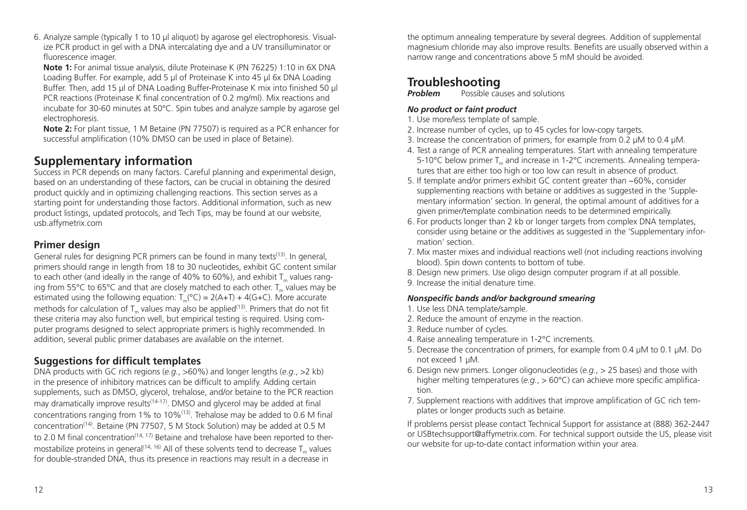6. Analyze sample (typically 1 to 10 µl aliquot) by agarose gel electrophoresis. Visualize PCR product in gel with a DNA intercalating dye and a UV transilluminator or fluorescence imager.

**Note 1:** For animal tissue analysis, dilute Proteinase K (PN 76225) 1:10 in 6X DNA Loading Buffer. For example, add 5 µl of Proteinase K into 45 µl 6x DNA Loading Buffer. Then, add 15 µl of DNA Loading Buffer-Proteinase K mix into finished 50 µl PCR reactions (Proteinase K final concentration of 0.2 mg/ml). Mix reactions and incubate for 30-60 minutes at 50°C. Spin tubes and analyze sample by agarose gel electrophoresis.

**Note 2:** For plant tissue, 1 M Betaine (PN 77507) is required as a PCR enhancer for successful amplification (10% DMSO can be used in place of Betaine).

## Supplementary information

Success in PCR depends on many factors. Careful planning and experimental design, based on an understanding of these factors, can be crucial in obtaining the desired product quickly and in optimizing challenging reactions. This section serves as a starting point for understanding those factors. Additional information, such as new product listings, updated protocols, and Tech Tips, may be found at our website, usb.affymetrix.com

### Primer design

General rules for designing PCR primers can be found in many texts[13]. In general, primers should range in length from 18 to 30 nucleotides, exhibit GC content similar to each other (and ideally in the range of 40% to 60%), and exhibit $T_m$ values ranging from 55°C to 65°C and that are closely matched to each other. $T_m$ values may be estimated using the following equation: $T_m(°C) = 2(A+T) + 4(G+C)$. More accurate methods for calculation of $T_m$ values may also be applied[13]. Primers that do not fit these criteria may also function well, but empirical testing is required. Using computer programs designed to select appropriate primers is highly recommended. In addition, several public primer databases are available on the internet.

### Suggestions for difficult templates

DNA products with GC rich regions (*e.g.*, >60%) and longer lengths (*e.g.*, >2 kb) in the presence of inhibitory matrices can be difficult to amplify. Adding certain supplements, such as DMSO, glycerol, trehalose, and/or betaine to the PCR reaction may dramatically improve results[14-17]. DMSO and glycerol may be added at final concentrations ranging from 1% to 10%[13]. Trehalose may be added to 0.6 M final concentration[14]. Betaine (PN 77507, 5 M Stock Solution) may be added at 0.5 M to 2.0 M final concentration[14, 17] Betaine and trehalose have been reported to thermostabilize proteins in general[14, 16] All of these solvents tend to decrease $T_m$ values for double-stranded DNA, thus its presence in reactions may result in a decrease in the optimum annealing temperature by several degrees. Addition of supplemental magnesium chloride may also improve results. Benefits are usually observed within a narrow range and concentrations above 5 mM should be avoided.

## Troubleshooting

***Problem*** Possible causes and solutions

***No product or faint product***

1. Use more/less template of sample.
2. Increase number of cycles, up to 45 cycles for low-copy targets.
3. Increase the concentration of primers, for example from 0.2 µM to 0.4 µM.
4. Test a range of PCR annealing temperatures. Start with annealing temperature 5-10°C below primer $T_m$ and increase in 1-2°C increments. Annealing temperatures that are either too high or too low can result in absence of product.
5. If template and/or primers exhibit GC content greater than ~60%, consider supplementing reactions with betaine or additives as suggested in the 'Supplementary information' section. In general, the optimal amount of additives for a given primer/template combination needs to be determined empirically.
6. For products longer than 2 kb or longer targets from complex DNA templates, consider using betaine or the additives as suggested in the 'Supplementary information' section.
7. Mix master mixes and individual reactions well (not including reactions involving blood). Spin down contents to bottom of tube.
8. Design new primers. Use oligo design computer program if at all possible.
9. Increase the initial denature time.

***Nonspecific bands and/or background smearing***

1. Use less DNA template/sample.
2. Reduce the amount of enzyme in the reaction.
3. Reduce number of cycles.
4. Raise annealing temperature in 1-2°C increments.
5. Decrease the concentration of primers, for example from 0.4 µM to 0.1 µM. Do not exceed 1 µM.
6. Design new primers. Longer oligonucleotides (*e.g.*, > 25 bases) and those with higher melting temperatures (*e.g.*, > 60°C) can achieve more specific amplification.
7. Supplement reactions with additives that improve amplification of GC rich templates or longer products such as betaine.

If problems persist please contact Technical Support for assistance at (888) 362-2447 or USBtechsupport@affymetrix.com. For technical support outside the US, please visit our website for up-to-date contact information within your area.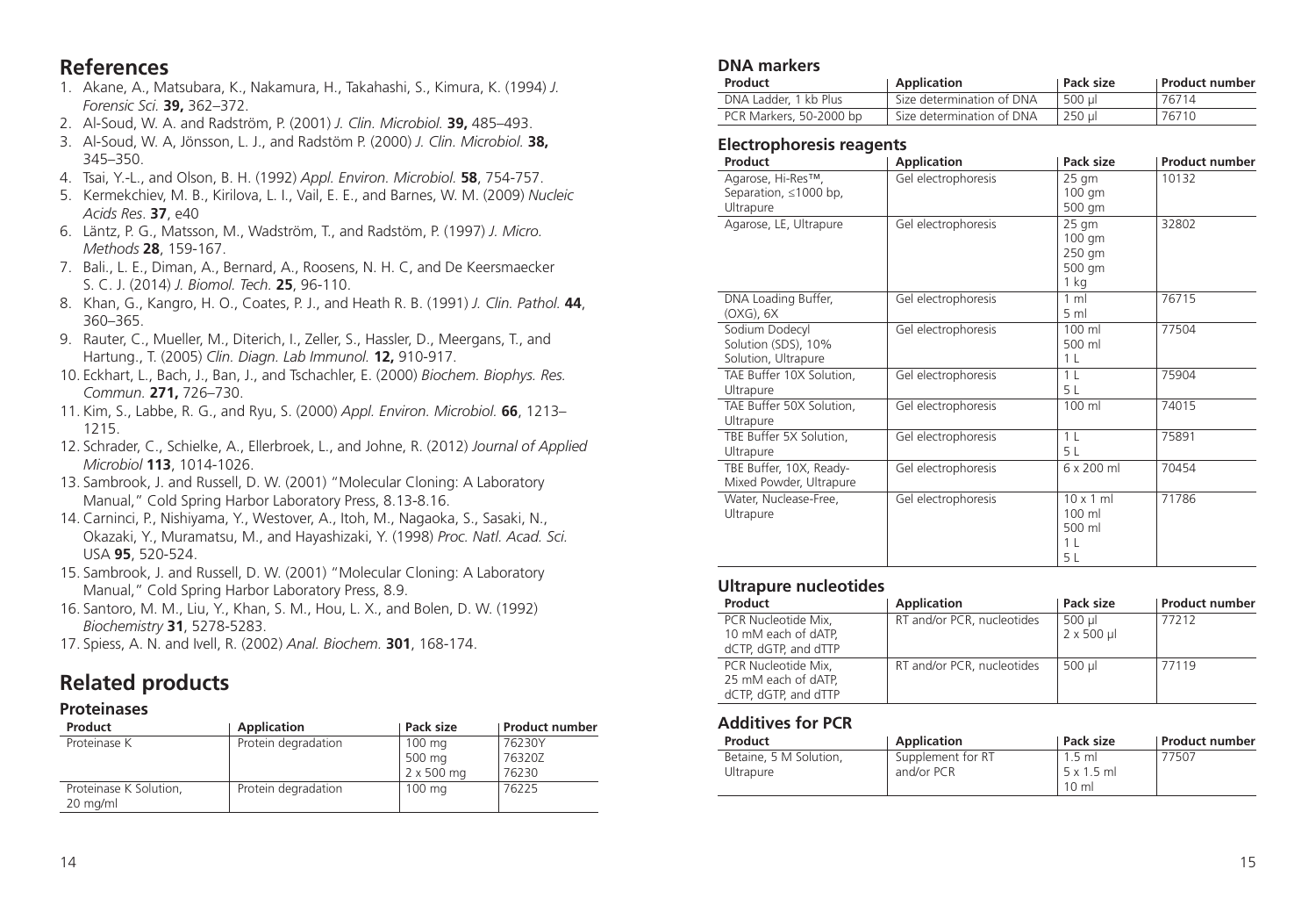## References

1. Akane, A., Matsubara, K., Nakamura, H., Takahashi, S., Kimura, K. (1994) *J. Forensic Sci.* **39,** 362–372.
2. Al-Soud, W. A. and Radström, P. (2001) *J. Clin. Microbiol.* **39,** 485–493.
3. Al-Soud, W. A., Jönsson, L. J., and Radstöm P. (2000) *J. Clin. Microbiol.* **38,** 345–350.
4. Tsai, Y.-L., and Olson, B. H. (1992) *Appl. Environ. Microbiol.* **58**, 754-757.
5. Kermekchiev, M. B., Kirilova, L. I., Vail, E. E., and Barnes, W. M. (2009) *Nucleic Acids Res.* **37**, e40
6. Läntz, P. G., Matsson, M., Wadström, T., and Radstöm, P. (1997) *J. Micro. Methods* **28**, 159-167.
7. Bali., L. E., Diman, A., Bernard, A., Roosens, N. H. C, and De Keersmaecker S. C. J. (2014) *J. Biomol. Tech.* **25**, 96-110.
8. Khan, G., Kangro, H. O., Coates, P. J., and Heath R. B. (1991) *J. Clin. Pathol.* **44**, 360–365.
9. Rauter, C., Mueller, M., Diterich, I., Zeller, S., Hassler, D., Meergans, T., and Hartung., T. (2005) *Clin. Diagn. Lab Immunol.* **12,** 910-917.
10. Eckhart, L., Bach, J., Ban, J., and Tschachler, E. (2000) *Biochem. Biophys. Res. Commun.* **271,** 726–730.
11. Kim, S., Labbe, R. G., and Ryu, S. (2000) *Appl. Environ. Microbiol.* **66**, 1213–1215.
12. Schrader, C., Schielke, A., Ellerbroek, L., and Johne, R. (2012) *Journal of Applied Microbiol* **113**, 1014-1026.
13. Sambrook, J. and Russell, D. W. (2001) "Molecular Cloning: A Laboratory Manual," Cold Spring Harbor Laboratory Press, 8.13-8.16.
14. Carninci, P., Nishiyama, Y., Westover, A., Itoh, M., Nagaoka, S., Sasaki, N., Okazaki, Y., Muramatsu, M., and Hayashizaki, Y. (1998) *Proc. Natl. Acad. Sci.* USA **95**, 520-524.
15. Sambrook, J. and Russell, D. W. (2001) "Molecular Cloning: A Laboratory Manual," Cold Spring Harbor Laboratory Press, 8.9.
16. Santoro, M. M., Liu, Y., Khan, S. M., Hou, L. X., and Bolen, D. W. (1992) *Biochemistry* **31**, 5278-5283.
17. Spiess, A. N. and Ivell, R. (2002) *Anal. Biochem.* **301**, 168-174.

## Related products

### Proteinases

| Product | Application | Pack size | Product number |
|---|---|---|---|
| Proteinase K | Protein degradation | 100 mg<br>500 mg<br>2 x 500 mg | 76230Y<br>76320Z<br>76230 |
| Proteinase K Solution, 20 mg/ml | Protein degradation | 100 mg | 76225 |

### DNA markers

| Product | Application | Pack size | Product number |
|---|---|---|---|
| DNA Ladder, 1 kb Plus | Size determination of DNA | 500 µl | 76714 |
| PCR Markers, 50-2000 bp | Size determination of DNA | 250 µl | 76710 |

### Electrophoresis reagents

| Product | Application | Pack size | Product number |
|---|---|---|---|
| Agarose, Hi-Res™, Separation, ≤1000 bp, Ultrapure | Gel electrophoresis | 25 gm<br>100 gm<br>500 gm | 10132 |
| Agarose, LE, Ultrapure | Gel electrophoresis | 25 gm<br>100 gm<br>250 gm<br>500 gm<br>1 kg | 32802 |
| DNA Loading Buffer, (OXG), 6X | Gel electrophoresis | 1 ml<br>5 ml | 76715 |
| Sodium Dodecyl Solution (SDS), 10% Solution, Ultrapure | Gel electrophoresis | 100 ml<br>500 ml<br>1 L | 77504 |
| TAE Buffer 10X Solution, Ultrapure | Gel electrophoresis | 1 L<br>5 L | 75904 |
| TAE Buffer 50X Solution, Ultrapure | Gel electrophoresis | 100 ml | 74015 |
| TBE Buffer 5X Solution, Ultrapure | Gel electrophoresis | 1 L<br>5 L | 75891 |
| TBE Buffer, 10X, Ready-Mixed Powder, Ultrapure | Gel electrophoresis | 6 x 200 ml | 70454 |
| Water, Nuclease-Free, Ultrapure | Gel electrophoresis | 10 x 1 ml<br>100 ml<br>500 ml<br>1 L<br>5 L | 71786 |

### Ultrapure nucleotides

| Product | Application | Pack size | Product number |
|---|---|---|---|
| PCR Nucleotide Mix, 10 mM each of dATP, dCTP, dGTP, and dTTP | RT and/or PCR, nucleotides | 500 µl<br>2 x 500 µl | 77212 |
| PCR Nucleotide Mix, 25 mM each of dATP, dCTP, dGTP, and dTTP | RT and/or PCR, nucleotides | 500 µl | 77119 |

### Additives for PCR

| Product | Application | Pack size | Product number |
|---|---|---|---|
| Betaine, 5 M Solution, Ultrapure | Supplement for RT and/or PCR | 1.5 ml<br>5 x 1.5 ml<br>10 ml | 77507 |